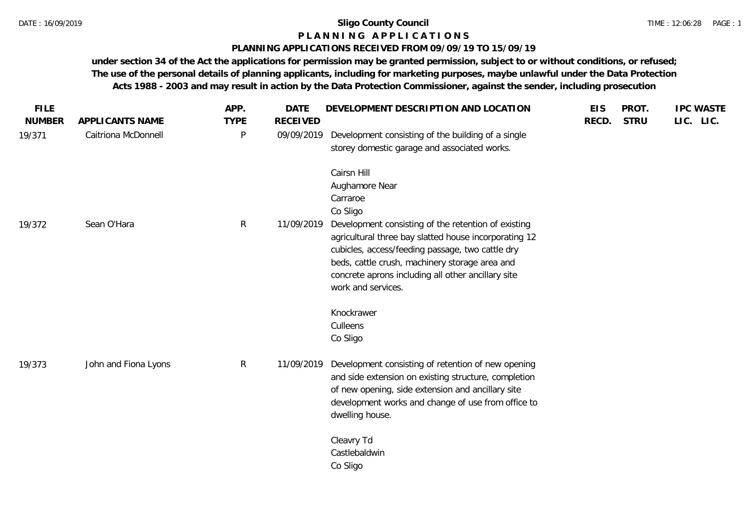**Sligo County Council**

**P L A N N I N G   A P P L I C A T I O N S**

**PLANNING APPLICATIONS RECEIVED FROM 09/09/19 TO 15/09/19**

**under section 34 of the Act the applications for permission may be granted permission, subject to or without conditions, or refused; The use of the personal details of planning applicants, including for marketing purposes, maybe unlawful under the Data Protection Acts 1988 - 2003 and may result in action by the Data Protection Commissioner, against the sender, including prosecution**

| FILE NUMBER | APPLICANTS NAME | APP. TYPE | DATE RECEIVED | DEVELOPMENT DESCRIPTION AND LOCATION | EIS RECD. | PROT. STRU | IPC LIC. | WASTE LIC. |
|---|---|---|---|---|---|---|---|---|
| 19/371 | Caitriona McDonnell | P | 09/09/2019 | Development consisting of the building of a single storey domestic garage and associated works.<br><br>Cairsn Hill<br>Aughamore Near<br>Carraroe<br>Co Sligo | | | | |
| 19/372 | Sean O'Hara | R | 11/09/2019 | Development consisting of the retention of existing agricultural three bay slatted house incorporating 12 cubicles, access/feeding passage, two cattle dry beds, cattle crush, machinery storage area and concrete aprons including all other ancillary site work and services.<br><br>Knockrawer<br>Culleens<br>Co Sligo | | | | |
| 19/373 | John and Fiona Lyons | R | 11/09/2019 | Development consisting of retention of new opening and side extension on existing structure, completion of new opening, side extension and ancillary site development works and change of use from office to dwelling house.<br><br>Cleavry Td<br>Castlebaldwin<br>Co Sligo | | | | |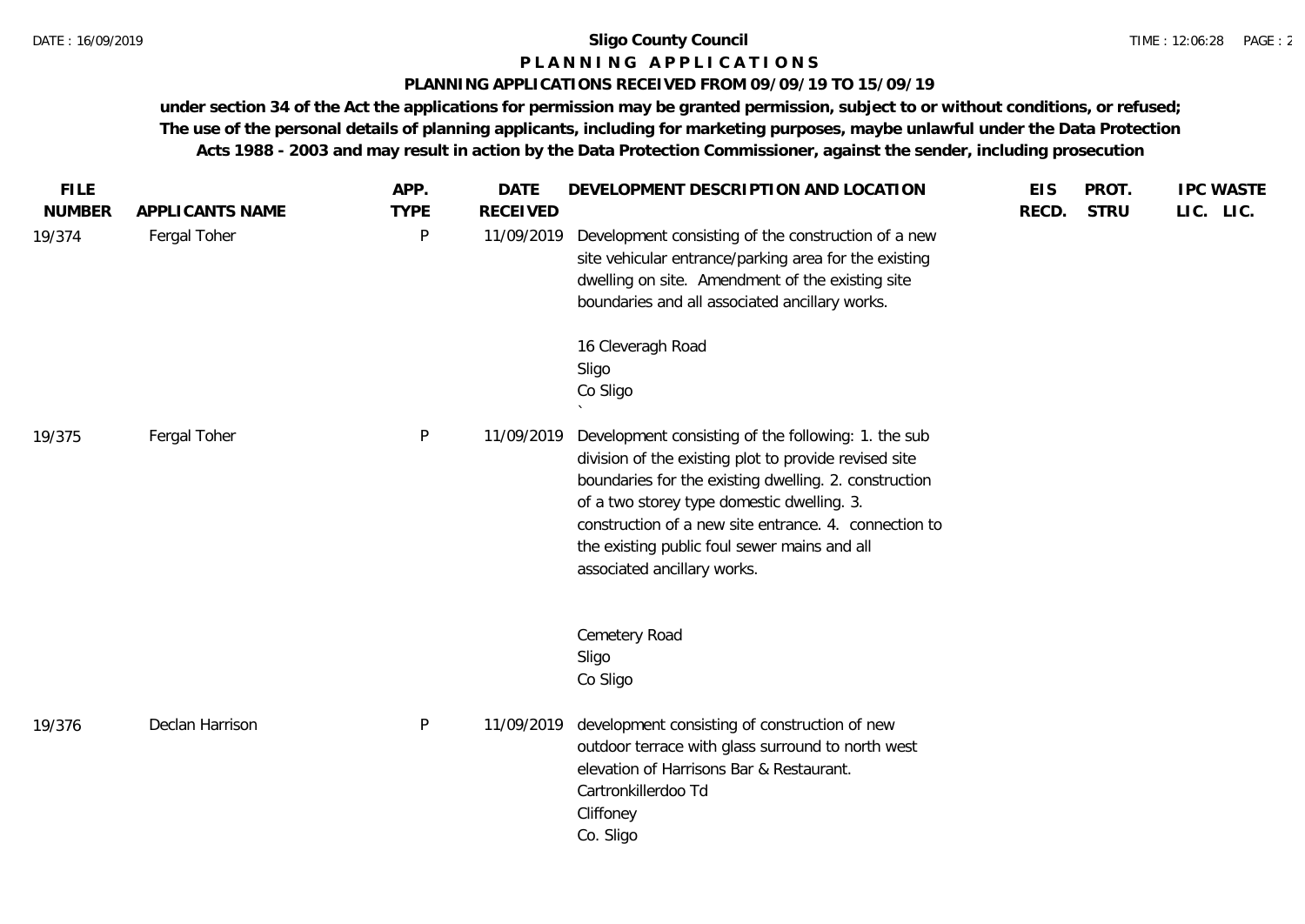**Sligo County Council**

**P L A N N I N G   A P P L I C A T I O N S**

**PLANNING APPLICATIONS RECEIVED FROM 09/09/19 TO 15/09/19**

**under section 34 of the Act the applications for permission may be granted permission, subject to or without conditions, or refused; The use of the personal details of planning applicants, including for marketing purposes, maybe unlawful under the Data Protection Acts 1988 - 2003 and may result in action by the Data Protection Commissioner, against the sender, including prosecution**

| FILE NUMBER | APPLICANTS NAME | APP. TYPE | DATE RECEIVED | DEVELOPMENT DESCRIPTION AND LOCATION | EIS RECD. | PROT. STRU | IPC LIC. | WASTE LIC. |
|---|---|---|---|---|---|---|---|---|
| 19/374 | Fergal Toher | P | 11/09/2019 | Development consisting of the construction of a new site vehicular entrance/parking area for the existing dwelling on site. Amendment of the existing site boundaries and all associated ancillary works.<br><br>16 Cleveragh Road<br>Sligo<br>Co Sligo<br>` | | | | |
| 19/375 | Fergal Toher | P | 11/09/2019 | Development consisting of the following: 1. the sub division of the existing plot to provide revised site boundaries for the existing dwelling. 2. construction of a two storey type domestic dwelling. 3. construction of a new site entrance. 4. connection to the existing public foul sewer mains and all associated ancillary works.<br><br>Cemetery Road<br>Sligo<br>Co Sligo | | | | |
| 19/376 | Declan Harrison | P | 11/09/2019 | development consisting of construction of new outdoor terrace with glass surround to north west elevation of Harrisons Bar & Restaurant.<br>Cartronkillerdoo Td<br>Cliffoney<br>Co. Sligo | | | | |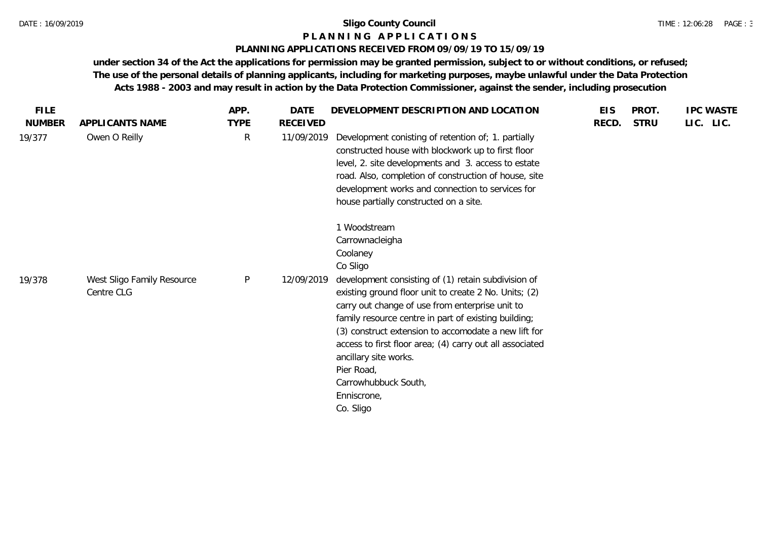**Sligo County Council**

**P L A N N I N G  A P P L I C A T I O N S**

**PLANNING APPLICATIONS RECEIVED FROM 09/09/19 TO 15/09/19**

**under section 34 of the Act the applications for permission may be granted permission, subject to or without conditions, or refused; The use of the personal details of planning applicants, including for marketing purposes, maybe unlawful under the Data Protection Acts 1988 - 2003 and may result in action by the Data Protection Commissioner, against the sender, including prosecution**

| FILE NUMBER | APPLICANTS NAME | APP. TYPE | DATE RECEIVED | DEVELOPMENT DESCRIPTION AND LOCATION | EIS RECD. | PROT. STRU | IPC LIC. | WASTE LIC. |
|---|---|---|---|---|---|---|---|---|
| 19/377 | Owen O Reilly | R | 11/09/2019 | Development conisting of retention of; 1. partially constructed house with blockwork up to first floor level, 2. site developments and 3. access to estate road. Also, completion of construction of house, site development works and connection to services for house partially constructed on a site.<br><br>1 Woodstream<br>Carrownacleigha<br>Coolaney<br>Co Sligo | | | | |
| 19/378 | West Sligo Family Resource Centre CLG | P | 12/09/2019 | development consisting of (1) retain subdivision of existing ground floor unit to create 2 No. Units; (2) carry out change of use from enterprise unit to family resource centre in part of existing building; (3) construct extension to accomodate a new lift for access to first floor area; (4) carry out all associated ancillary site works.<br>Pier Road,<br>Carrowhubbuck South,<br>Enniscrone,<br>Co. Sligo | | | | |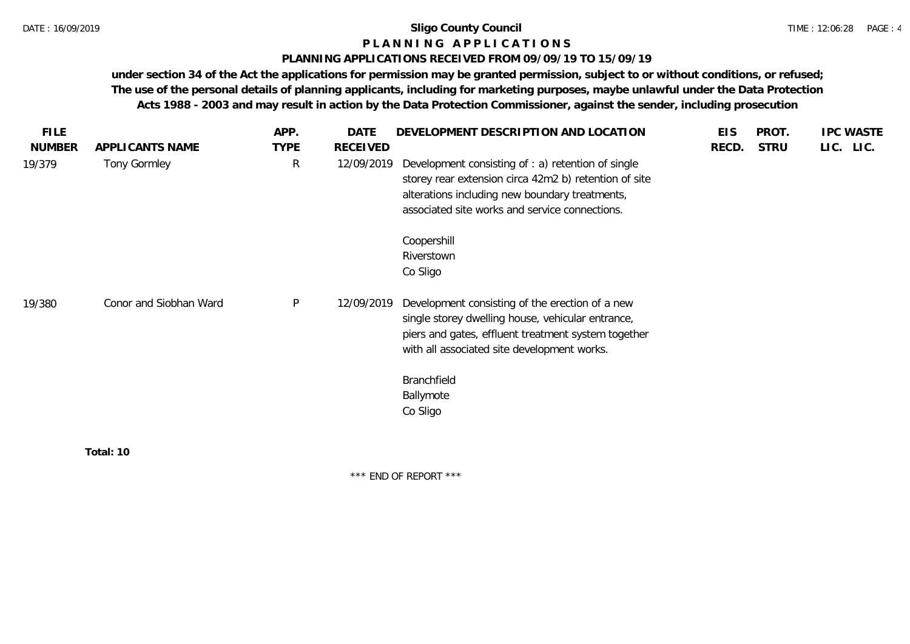# Sligo County Council

## P L A N N I N G   A P P L I C A T I O N S

### PLANNING APPLICATIONS RECEIVED FROM 09/09/19 TO 15/09/19

**under section 34 of the Act the applications for permission may be granted permission, subject to or without conditions, or refused; The use of the personal details of planning applicants, including for marketing purposes, maybe unlawful under the Data Protection Acts 1988 - 2003 and may result in action by the Data Protection Commissioner, against the sender, including prosecution**

| FILE NUMBER | APPLICANTS NAME | APP. TYPE | DATE RECEIVED | DEVELOPMENT DESCRIPTION AND LOCATION | EIS RECD. | PROT. STRU | IPC LIC. | WASTE LIC. |
|---|---|---|---|---|---|---|---|---|
| 19/379 | Tony Gormley | R | 12/09/2019 | Development consisting of : a) retention of single storey rear extension circa 42m2 b) retention of site alterations including new boundary treatments, associated site works and service connections.<br><br>Coopershill<br>Riverstown<br>Co Sligo | | | | |
| 19/380 | Conor and Siobhan Ward | P | 12/09/2019 | Development consisting of the erection of a new single storey dwelling house, vehicular entrance, piers and gates, effluent treatment system together with all associated site development works.<br><br>Branchfield<br>Ballymote<br>Co Sligo | | | | |

**Total: 10**

\*\*\* END OF REPORT \*\*\*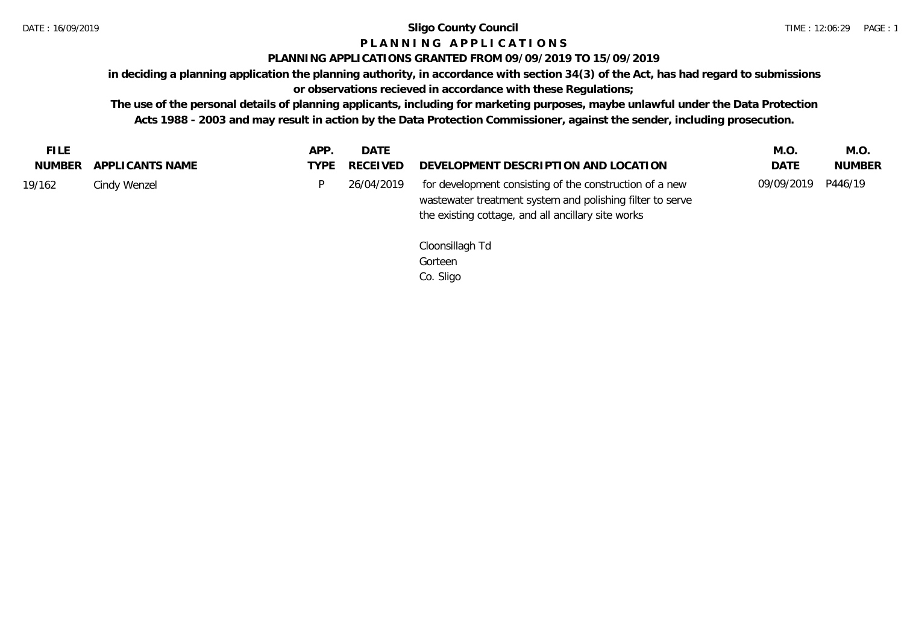# Sligo County Council

## P L A N N I N G   A P P L I C A T I O N S

### PLANNING APPLICATIONS GRANTED FROM 09/09/2019 TO 15/09/2019

**in deciding a planning application the planning authority, in accordance with section 34(3) of the Act, has had regard to submissions or observations recieved in accordance with these Regulations;**

**The use of the personal details of planning applicants, including for marketing purposes, maybe unlawful under the Data Protection Acts 1988 - 2003 and may result in action by the Data Protection Commissioner, against the sender, including prosecution.**

| FILE NUMBER | APPLICANTS NAME | APP. TYPE | DATE RECEIVED | DEVELOPMENT DESCRIPTION AND LOCATION | M.O. DATE | M.O. NUMBER |
|---|---|---|---|---|---|---|
| 19/162 | Cindy Wenzel | P | 26/04/2019 | for development consisting of the construction of a new wastewater treatment system and polishing filter to serve the existing cottage, and all ancillary site works<br><br>Cloonsillagh Td<br>Gorteen<br>Co. Sligo | 09/09/2019 | P446/19 |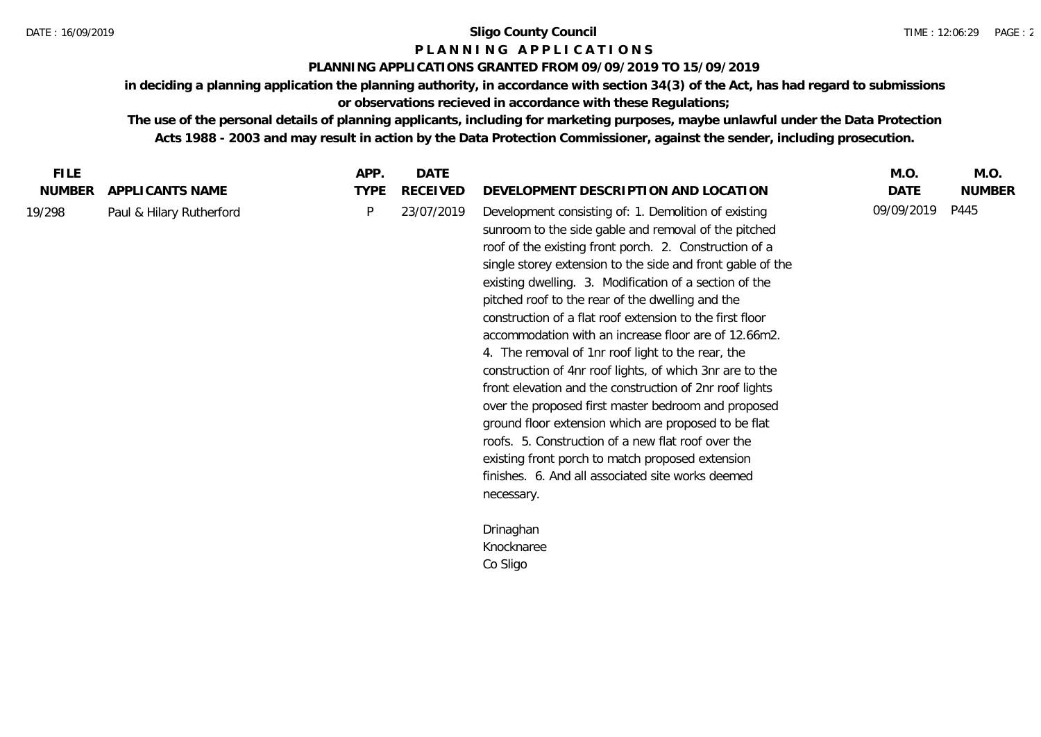**Sligo County Council**

**P L A N N I N G  A P P L I C A T I O N S**

**PLANNING APPLICATIONS GRANTED FROM 09/09/2019 TO 15/09/2019**

**in deciding a planning application the planning authority, in accordance with section 34(3) of the Act, has had regard to submissions or observations recieved in accordance with these Regulations;**

**The use of the personal details of planning applicants, including for marketing purposes, maybe unlawful under the Data Protection Acts 1988 - 2003 and may result in action by the Data Protection Commissioner, against the sender, including prosecution.**

| FILE NUMBER | APPLICANTS NAME | APP. TYPE | DATE RECEIVED | DEVELOPMENT DESCRIPTION AND LOCATION | M.O. DATE | M.O. NUMBER |
|---|---|---|---|---|---|---|
| 19/298 | Paul & Hilary Rutherford | P | 23/07/2019 | Development consisting of: 1. Demolition of existing sunroom to the side gable and removal of the pitched roof of the existing front porch. 2. Construction of a single storey extension to the side and front gable of the existing dwelling. 3. Modification of a section of the pitched roof to the rear of the dwelling and the construction of a flat roof extension to the first floor accommodation with an increase floor are of 12.66m2. 4. The removal of 1nr roof light to the rear, the construction of 4nr roof lights, of which 3nr are to the front elevation and the construction of 2nr roof lights over the proposed first master bedroom and proposed ground floor extension which are proposed to be flat roofs. 5. Construction of a new flat roof over the existing front porch to match proposed extension finishes. 6. And all associated site works deemed necessary.<br><br>Drinaghan<br>Knocknaree<br>Co Sligo | 09/09/2019 | P445 |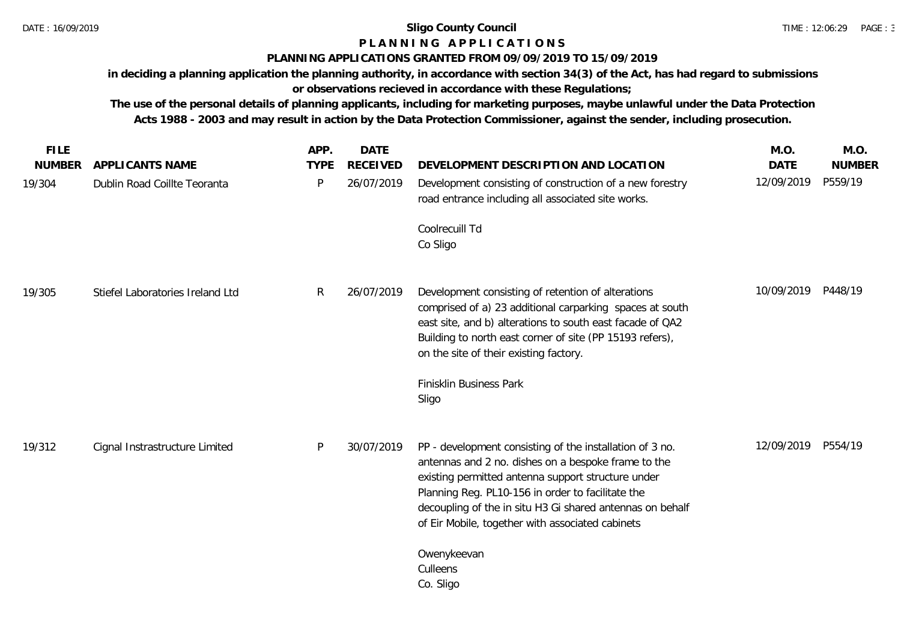**Sligo County Council**

**P L A N N I N G   A P P L I C A T I O N S**

**PLANNING APPLICATIONS GRANTED FROM 09/09/2019 TO 15/09/2019**

**in deciding a planning application the planning authority, in accordance with section 34(3) of the Act, has had regard to submissions or observations recieved in accordance with these Regulations;**

**The use of the personal details of planning applicants, including for marketing purposes, maybe unlawful under the Data Protection Acts 1988 - 2003 and may result in action by the Data Protection Commissioner, against the sender, including prosecution.**

| FILE NUMBER | APPLICANTS NAME | APP. TYPE | DATE RECEIVED | DEVELOPMENT DESCRIPTION AND LOCATION | M.O. DATE | M.O. NUMBER |
|---|---|---|---|---|---|---|
| 19/304 | Dublin Road Coillte Teoranta | P | 26/07/2019 | Development consisting of construction of a new forestry road entrance including all associated site works.<br><br>Coolrecuill Td<br>Co Sligo | 12/09/2019 | P559/19 |
| 19/305 | Stiefel Laboratories Ireland Ltd | R | 26/07/2019 | Development consisting of retention of alterations comprised of a) 23 additional carparking spaces at south east site, and b) alterations to south east facade of QA2 Building to north east corner of site (PP 15193 refers), on the site of their existing factory.<br><br>Finisklin Business Park<br>Sligo | 10/09/2019 | P448/19 |
| 19/312 | Cignal Instrastructure Limited | P | 30/07/2019 | PP - development consisting of the installation of 3 no. antennas and 2 no. dishes on a bespoke frame to the existing permitted antenna support structure under Planning Reg. PL10-156 in order to facilitate the decoupling of the in situ H3 Gi shared antennas on behalf of Eir Mobile, together with associated cabinets<br><br>Owenykeevan<br>Culleens<br>Co. Sligo | 12/09/2019 | P554/19 |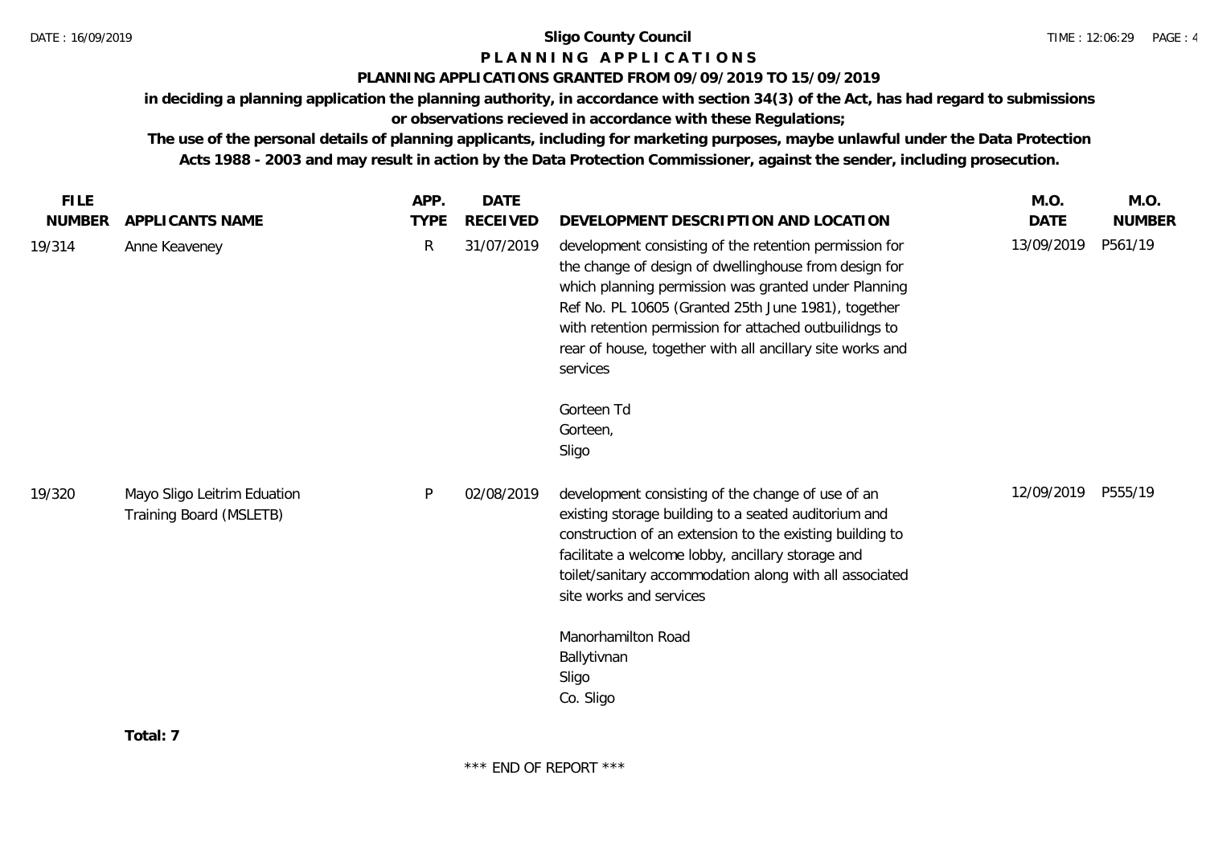**Sligo County Council**

**P L A N N I N G   A P P L I C A T I O N S**

**PLANNING APPLICATIONS GRANTED FROM 09/09/2019 TO 15/09/2019**

**in deciding a planning application the planning authority, in accordance with section 34(3) of the Act, has had regard to submissions or observations recieved in accordance with these Regulations;**

**The use of the personal details of planning applicants, including for marketing purposes, maybe unlawful under the Data Protection Acts 1988 - 2003 and may result in action by the Data Protection Commissioner, against the sender, including prosecution.**

| FILE NUMBER | APPLICANTS NAME | APP. TYPE | DATE RECEIVED | DEVELOPMENT DESCRIPTION AND LOCATION | M.O. DATE | M.O. NUMBER |
|---|---|---|---|---|---|---|
| 19/314 | Anne Keaveney | R | 31/07/2019 | development consisting of the retention permission for the change of design of dwellinghouse from design for which planning permission was granted under Planning Ref No. PL 10605 (Granted 25th June 1981), together with retention permission for attached outbuilidngs to rear of house, together with all ancillary site works and services<br><br>Gorteen Td<br>Gorteen,<br>Sligo | 13/09/2019 | P561/19 |
| 19/320 | Mayo Sligo Leitrim Eduation Training Board (MSLETB) | P | 02/08/2019 | development consisting of the change of use of an existing storage building to a seated auditorium and construction of an extension to the existing building to facilitate a welcome lobby, ancillary storage and toilet/sanitary accommodation along with all associated site works and services<br><br>Manorhamilton Road<br>Ballytivnan<br>Sligo<br>Co. Sligo | 12/09/2019 | P555/19 |

**Total: 7**

\*\*\* END OF REPORT \*\*\*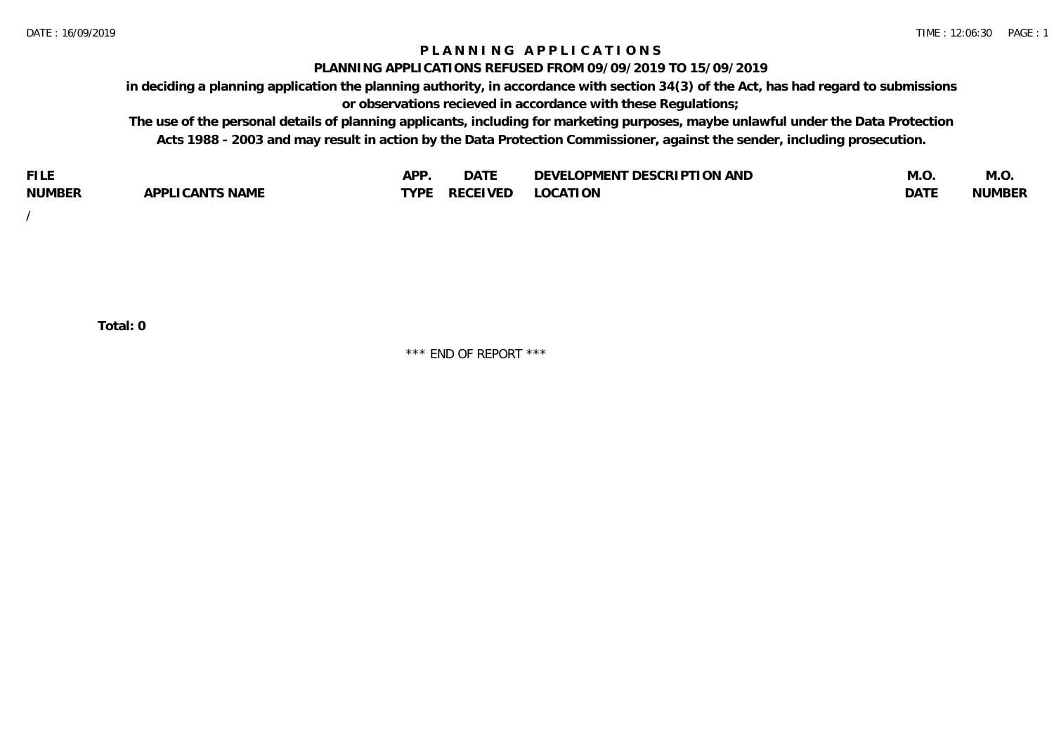# PLANNING APPLICATIONS

## PLANNING APPLICATIONS REFUSED FROM 09/09/2019 TO 15/09/2019

**in deciding a planning application the planning authority, in accordance with section 34(3) of the Act, has had regard to submissions or observations recieved in accordance with these Regulations;**

**The use of the personal details of planning applicants, including for marketing purposes, maybe unlawful under the Data Protection Acts 1988 - 2003 and may result in action by the Data Protection Commissioner, against the sender, including prosecution.**

| FILE NUMBER | APPLICANTS NAME | APP. TYPE | DATE RECEIVED | DEVELOPMENT DESCRIPTION AND LOCATION | M.O. DATE | M.O. NUMBER |
|---|---|---|---|---|---|---|
| / | | | | | | |

**Total: 0**

\*\*\* END OF REPORT \*\*\*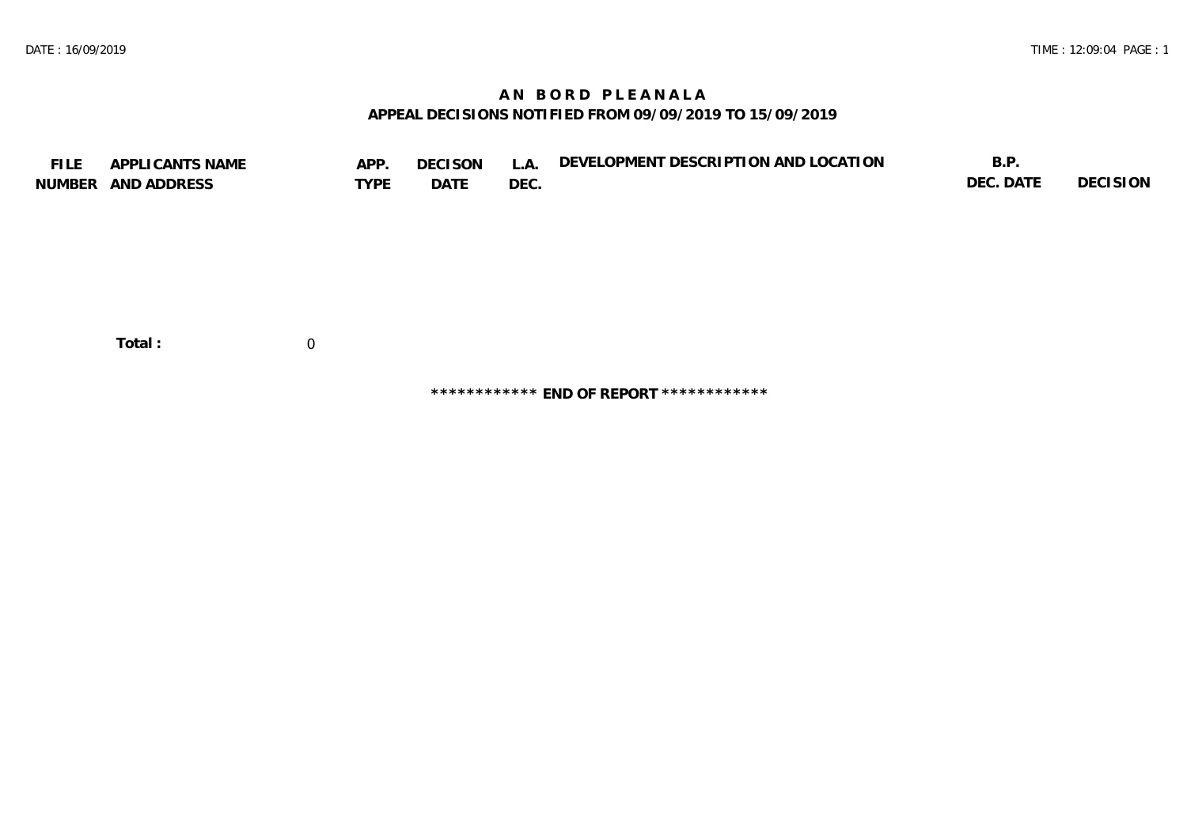# AN BORD PLEANALA

## APPEAL DECISIONS NOTIFIED FROM 09/09/2019 TO 15/09/2019

| FILE NUMBER | APPLICANTS NAME AND ADDRESS | APP. TYPE | DECISON DATE | L.A. DEC. | DEVELOPMENT DESCRIPTION AND LOCATION | B.P. DEC. DATE | DECISION |
|---|---|---|---|---|---|---|---|

**Total :** 0

************ **END OF REPORT** ************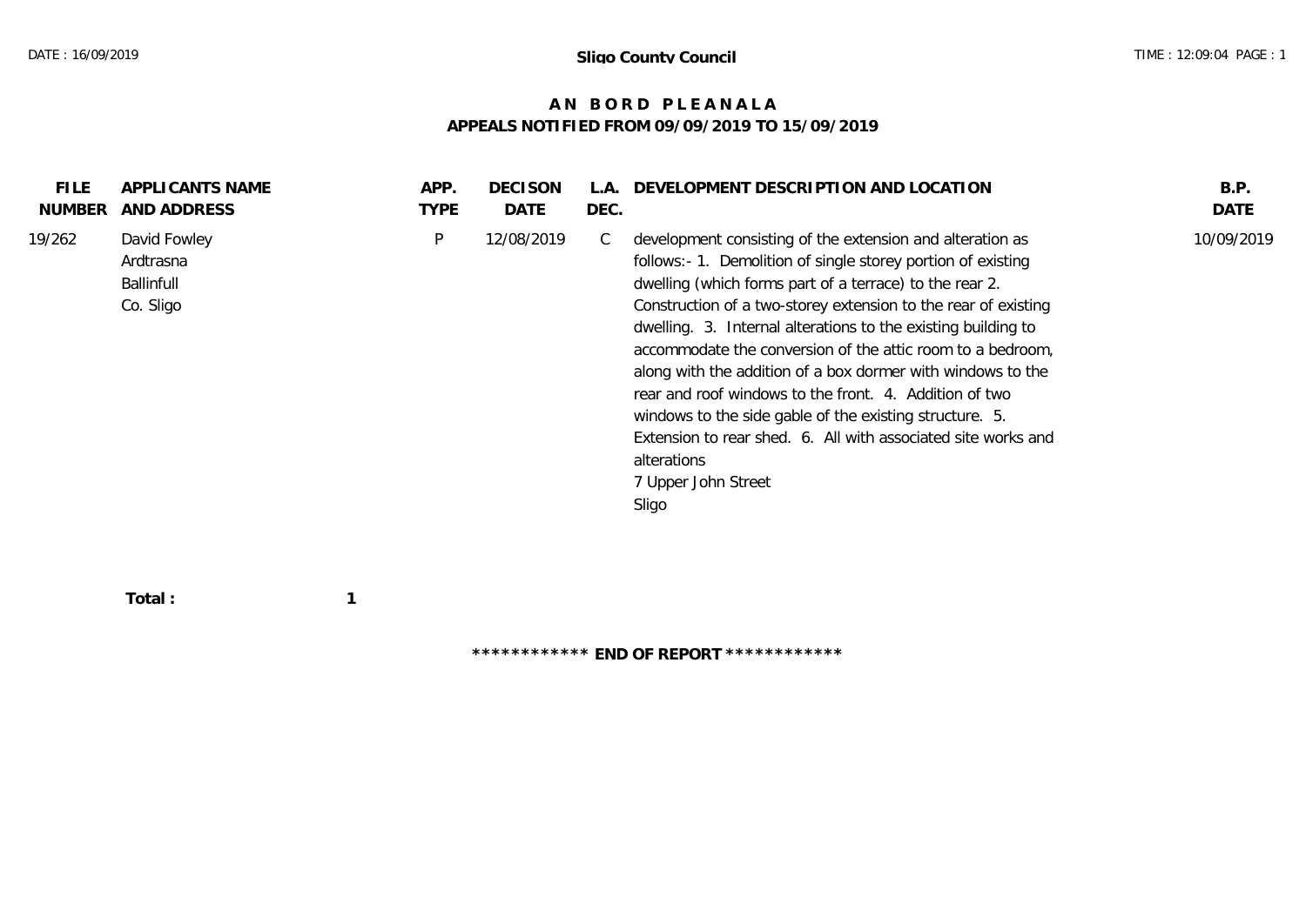DATE : 16/09/2019

**Sligo County Council**

TIME : 12:09:04 PAGE : 1

# A N B O R D P L E A N A L A
## APPEALS NOTIFIED FROM 09/09/2019 TO 15/09/2019

| FILE NUMBER | APPLICANTS NAME AND ADDRESS | APP. TYPE | DECISON DATE | L.A. DEC. | DEVELOPMENT DESCRIPTION AND LOCATION | B.P. DATE |
|---|---|---|---|---|---|---|
| 19/262 | David Fowley<br>Ardtrasna<br>Ballinfull<br>Co. Sligo | P | 12/08/2019 | C | development consisting of the extension and alteration as follows:- 1. Demolition of single storey portion of existing dwelling (which forms part of a terrace) to the rear 2. Construction of a two-storey extension to the rear of existing dwelling. 3. Internal alterations to the existing building to accommodate the conversion of the attic room to a bedroom, along with the addition of a box dormer with windows to the rear and roof windows to the front. 4. Addition of two windows to the side gable of the existing structure. 5. Extension to rear shed. 6. All with associated site works and alterations<br>7 Upper John Street<br>Sligo | 10/09/2019 |

**Total : 1**

************ **END OF REPORT** ************